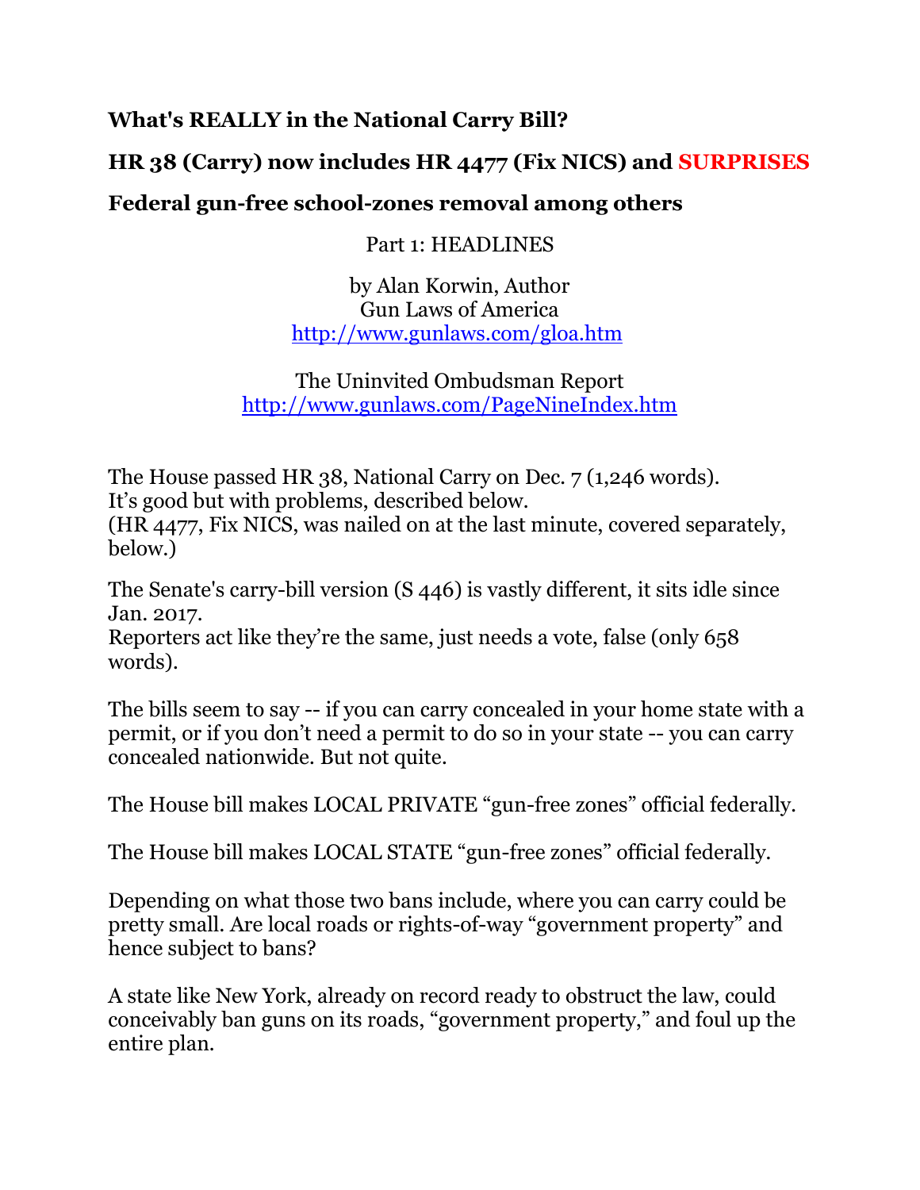## What's REALLY in the National Carry Bill?

## HR 38 (Carry) now includes HR 4477 (Fix NICS) and SURPRISES

## Federal gun-free school-zones removal among others

Part 1: HEADLINES

by Alan Korwin, Author
Gun Laws of America
http://www.gunlaws.com/gloa.htm

The Uninvited Ombudsman Report
http://www.gunlaws.com/PageNineIndex.htm

The House passed HR 38, National Carry on Dec. 7 (1,246 words).
It's good but with problems, described below.
(HR 4477, Fix NICS, was nailed on at the last minute, covered separately, below.)

The Senate's carry-bill version (S 446) is vastly different, it sits idle since Jan. 2017.
Reporters act like they're the same, just needs a vote, false (only 658 words).

The bills seem to say -- if you can carry concealed in your home state with a permit, or if you don't need a permit to do so in your state -- you can carry concealed nationwide. But not quite.

The House bill makes LOCAL PRIVATE "gun-free zones" official federally.

The House bill makes LOCAL STATE "gun-free zones" official federally.

Depending on what those two bans include, where you can carry could be pretty small. Are local roads or rights-of-way "government property" and hence subject to bans?

A state like New York, already on record ready to obstruct the law, could conceivably ban guns on its roads, "government property," and foul up the entire plan.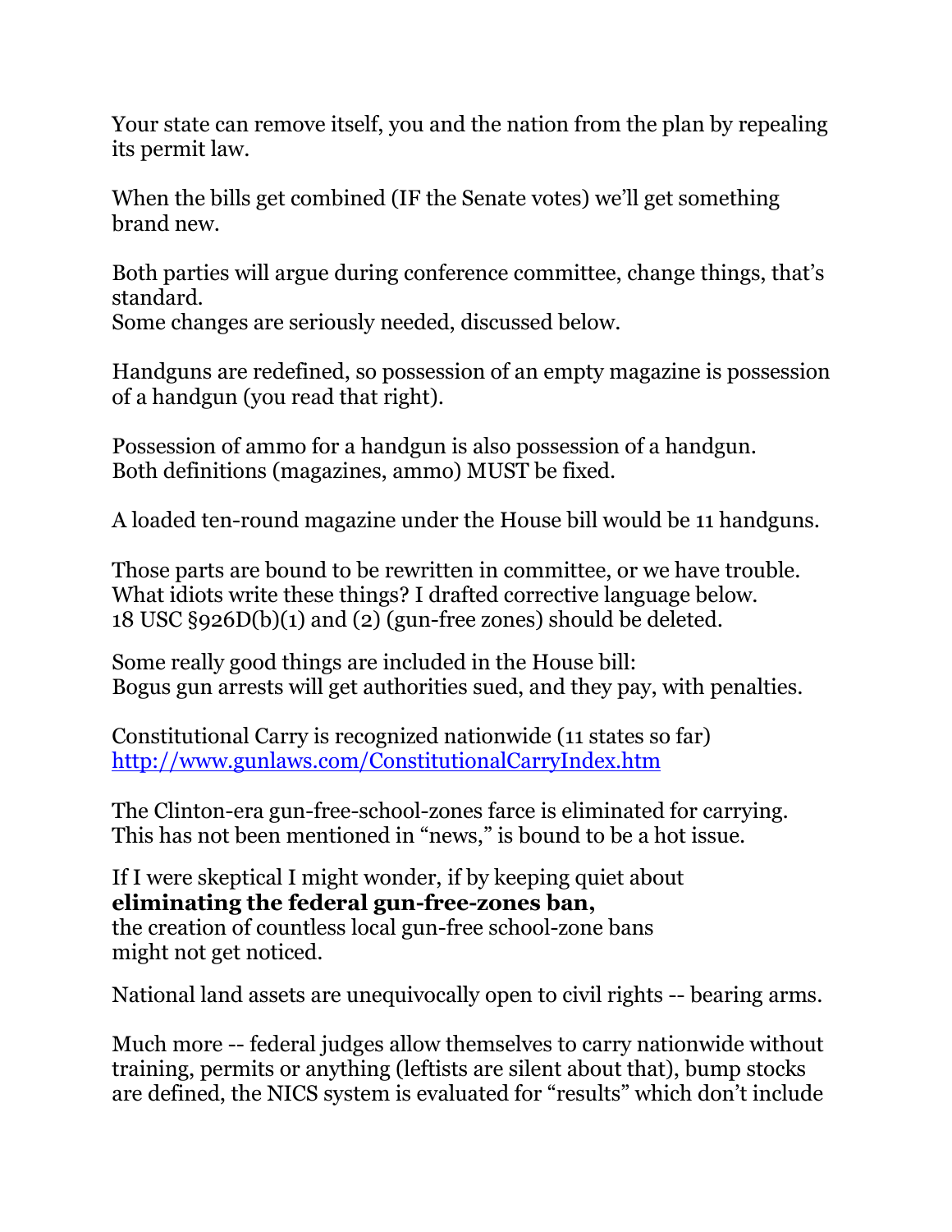Your state can remove itself, you and the nation from the plan by repealing its permit law.

When the bills get combined (IF the Senate votes) we'll get something brand new.

Both parties will argue during conference committee, change things, that's standard.
Some changes are seriously needed, discussed below.

Handguns are redefined, so possession of an empty magazine is possession of a handgun (you read that right).

Possession of ammo for a handgun is also possession of a handgun.
Both definitions (magazines, ammo) MUST be fixed.

A loaded ten-round magazine under the House bill would be 11 handguns.

Those parts are bound to be rewritten in committee, or we have trouble.
What idiots write these things? I drafted corrective language below.
18 USC §926D(b)(1) and (2) (gun-free zones) should be deleted.

Some really good things are included in the House bill:
Bogus gun arrests will get authorities sued, and they pay, with penalties.

Constitutional Carry is recognized nationwide (11 states so far)
http://www.gunlaws.com/ConstitutionalCarryIndex.htm

The Clinton-era gun-free-school-zones farce is eliminated for carrying.
This has not been mentioned in "news," is bound to be a hot issue.

If I were skeptical I might wonder, if by keeping quiet about
**eliminating the federal gun-free-zones ban,**
the creation of countless local gun-free school-zone bans
might not get noticed.

National land assets are unequivocally open to civil rights -- bearing arms.

Much more -- federal judges allow themselves to carry nationwide without training, permits or anything (leftists are silent about that), bump stocks are defined, the NICS system is evaluated for "results" which don't include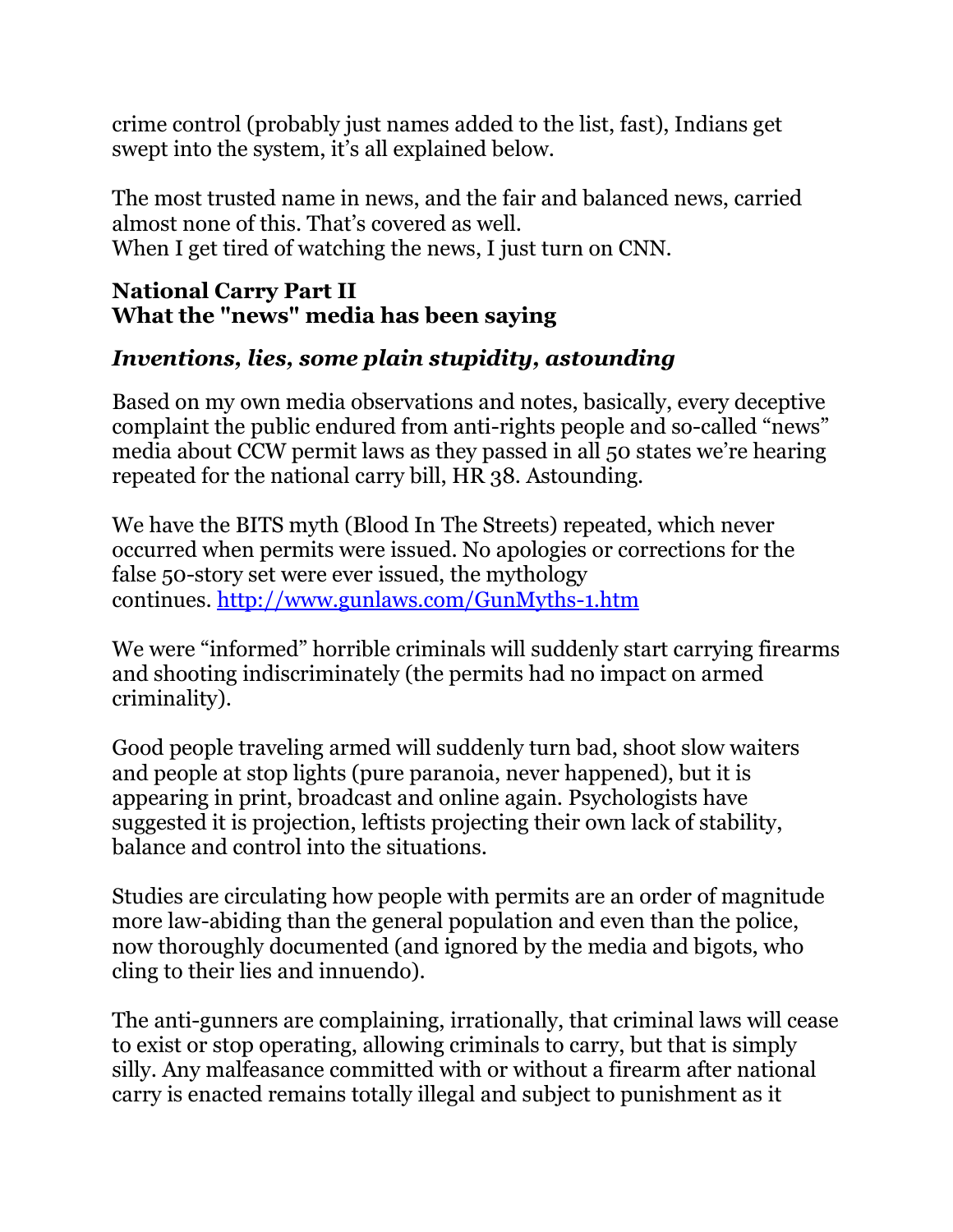crime control (probably just names added to the list, fast), Indians get swept into the system, it's all explained below.

The most trusted name in news, and the fair and balanced news, carried almost none of this. That's covered as well.
When I get tired of watching the news, I just turn on CNN.

**National Carry Part II**
**What the "news" media has been saying**

***Inventions, lies, some plain stupidity, astounding***

Based on my own media observations and notes, basically, every deceptive complaint the public endured from anti-rights people and so-called "news" media about CCW permit laws as they passed in all 50 states we're hearing repeated for the national carry bill, HR 38. Astounding.

We have the BITS myth (Blood In The Streets) repeated, which never occurred when permits were issued. No apologies or corrections for the false 50-story set were ever issued, the mythology continues. [http://www.gunlaws.com/GunMyths-1.htm](http://www.gunlaws.com/GunMyths-1.htm)

We were "informed" horrible criminals will suddenly start carrying firearms and shooting indiscriminately (the permits had no impact on armed criminality).

Good people traveling armed will suddenly turn bad, shoot slow waiters and people at stop lights (pure paranoia, never happened), but it is appearing in print, broadcast and online again. Psychologists have suggested it is projection, leftists projecting their own lack of stability, balance and control into the situations.

Studies are circulating how people with permits are an order of magnitude more law-abiding than the general population and even than the police, now thoroughly documented (and ignored by the media and bigots, who cling to their lies and innuendo).

The anti-gunners are complaining, irrationally, that criminal laws will cease to exist or stop operating, allowing criminals to carry, but that is simply silly. Any malfeasance committed with or without a firearm after national carry is enacted remains totally illegal and subject to punishment as it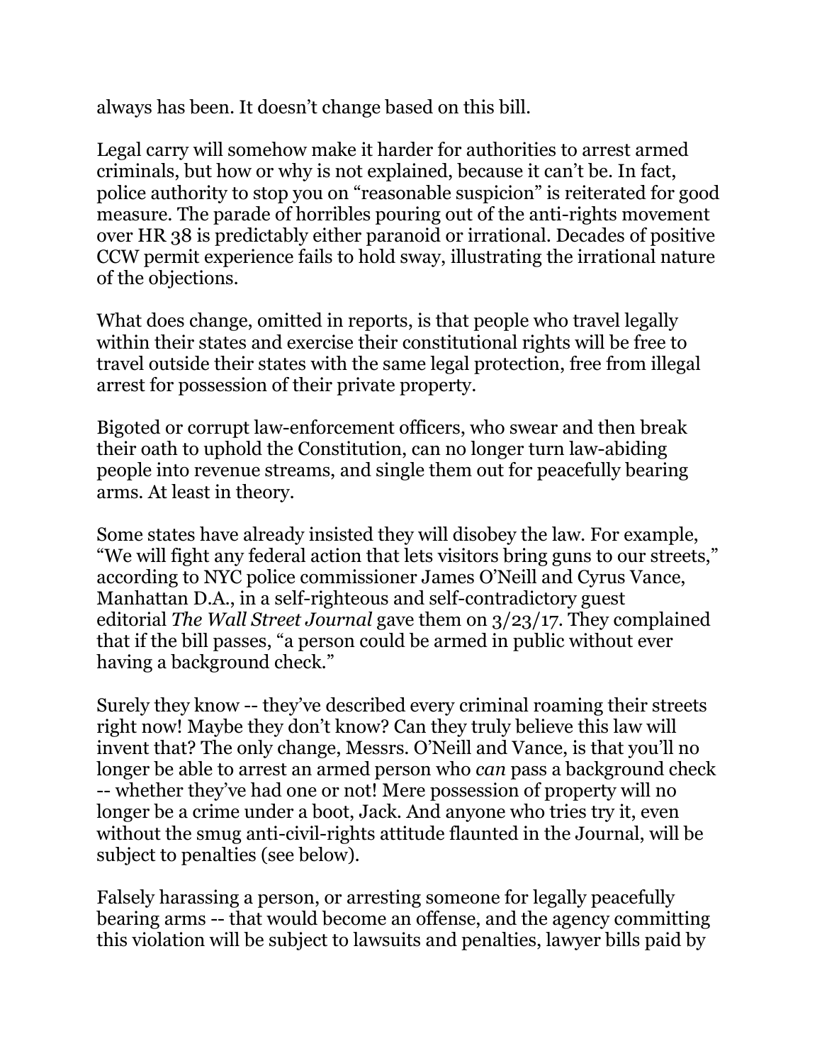always has been. It doesn't change based on this bill.

Legal carry will somehow make it harder for authorities to arrest armed criminals, but how or why is not explained, because it can't be. In fact, police authority to stop you on "reasonable suspicion" is reiterated for good measure. The parade of horribles pouring out of the anti-rights movement over HR 38 is predictably either paranoid or irrational. Decades of positive CCW permit experience fails to hold sway, illustrating the irrational nature of the objections.

What does change, omitted in reports, is that people who travel legally within their states and exercise their constitutional rights will be free to travel outside their states with the same legal protection, free from illegal arrest for possession of their private property.

Bigoted or corrupt law-enforcement officers, who swear and then break their oath to uphold the Constitution, can no longer turn law-abiding people into revenue streams, and single them out for peacefully bearing arms. At least in theory.

Some states have already insisted they will disobey the law. For example, "We will fight any federal action that lets visitors bring guns to our streets," according to NYC police commissioner James O'Neill and Cyrus Vance, Manhattan D.A., in a self-righteous and self-contradictory guest editorial *The Wall Street Journal* gave them on 3/23/17. They complained that if the bill passes, "a person could be armed in public without ever having a background check."

Surely they know -- they've described every criminal roaming their streets right now! Maybe they don't know? Can they truly believe this law will invent that? The only change, Messrs. O'Neill and Vance, is that you'll no longer be able to arrest an armed person who *can* pass a background check -- whether they've had one or not! Mere possession of property will no longer be a crime under a boot, Jack. And anyone who tries try it, even without the smug anti-civil-rights attitude flaunted in the Journal, will be subject to penalties (see below).

Falsely harassing a person, or arresting someone for legally peacefully bearing arms -- that would become an offense, and the agency committing this violation will be subject to lawsuits and penalties, lawyer bills paid by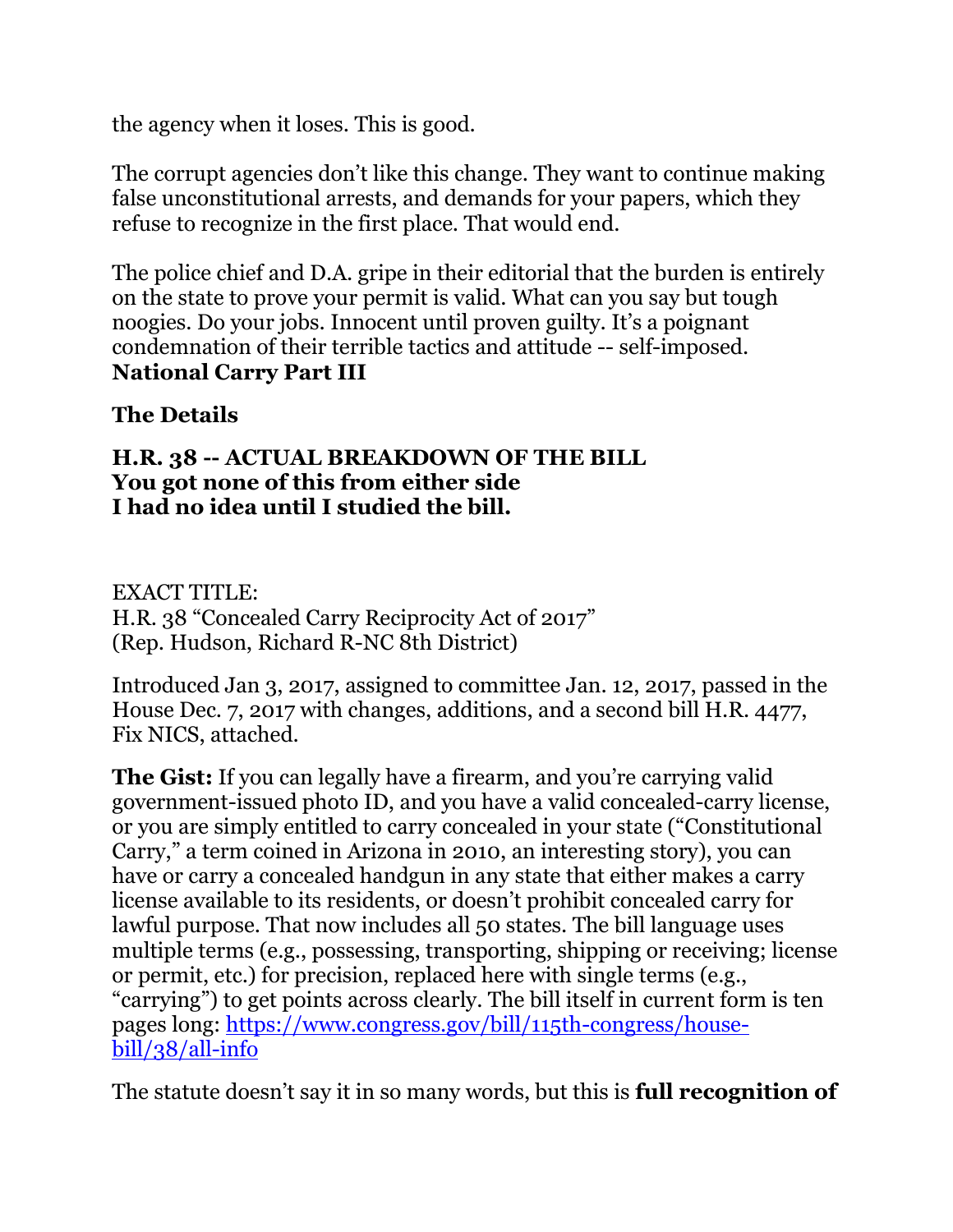the agency when it loses. This is good.

The corrupt agencies don't like this change. They want to continue making false unconstitutional arrests, and demands for your papers, which they refuse to recognize in the first place. That would end.

The police chief and D.A. gripe in their editorial that the burden is entirely on the state to prove your permit is valid. What can you say but tough noogies. Do your jobs. Innocent until proven guilty. It's a poignant condemnation of their terrible tactics and attitude -- self-imposed.

**National Carry Part III**

**The Details**

**H.R. 38 -- ACTUAL BREAKDOWN OF THE BILL**
**You got none of this from either side**
**I had no idea until I studied the bill.**

EXACT TITLE:
H.R. 38 "Concealed Carry Reciprocity Act of 2017"
(Rep. Hudson, Richard R-NC 8th District)

Introduced Jan 3, 2017, assigned to committee Jan. 12, 2017, passed in the House Dec. 7, 2017 with changes, additions, and a second bill H.R. 4477, Fix NICS, attached.

**The Gist:** If you can legally have a firearm, and you're carrying valid government-issued photo ID, and you have a valid concealed-carry license, or you are simply entitled to carry concealed in your state ("Constitutional Carry," a term coined in Arizona in 2010, an interesting story), you can have or carry a concealed handgun in any state that either makes a carry license available to its residents, or doesn't prohibit concealed carry for lawful purpose. That now includes all 50 states. The bill language uses multiple terms (e.g., possessing, transporting, shipping or receiving; license or permit, etc.) for precision, replaced here with single terms (e.g., "carrying") to get points across clearly. The bill itself in current form is ten pages long: [https://www.congress.gov/bill/115th-congress/house-bill/38/all-info](https://www.congress.gov/bill/115th-congress/house-bill/38/all-info)

The statute doesn't say it in so many words, but this is **full recognition of**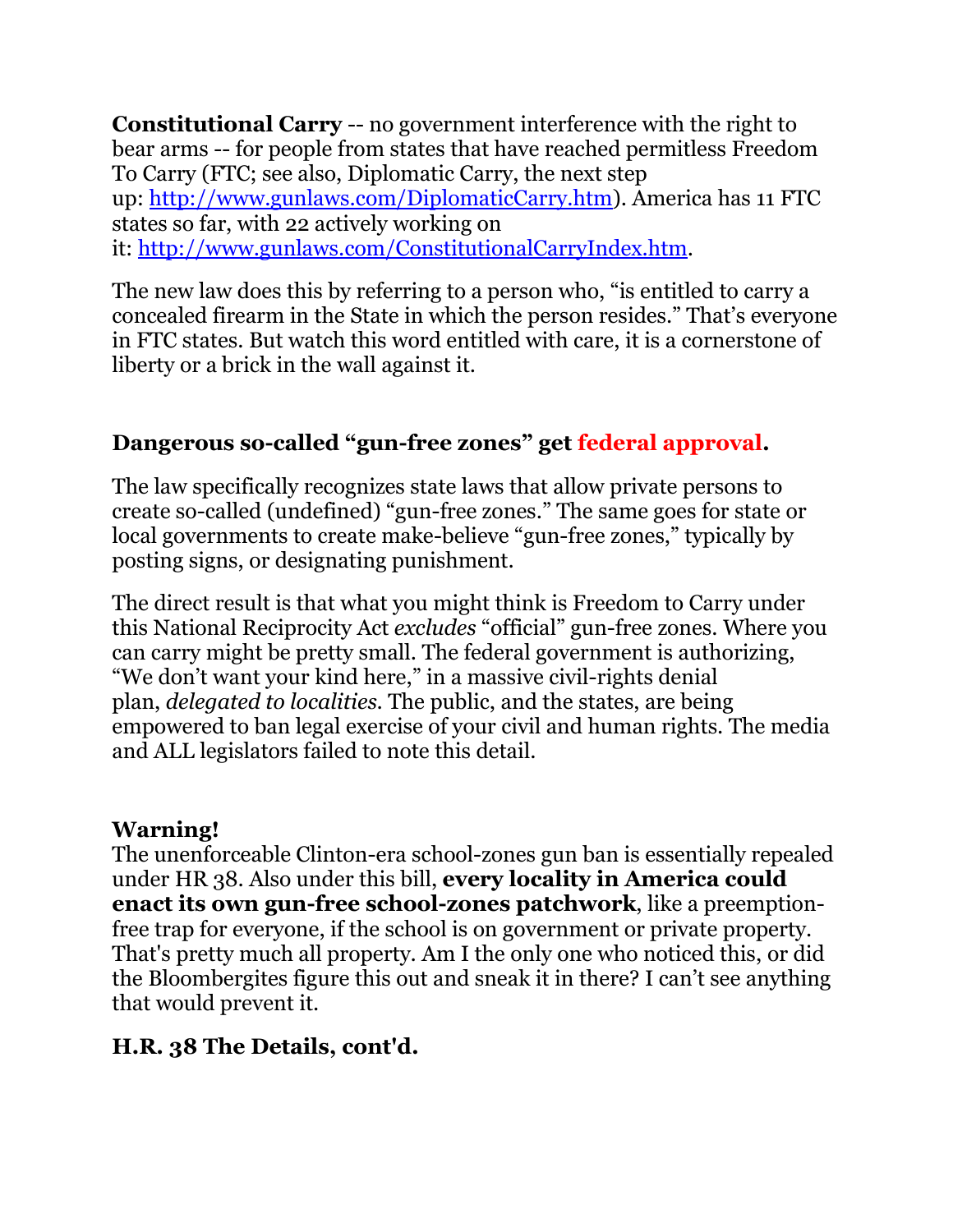**Constitutional Carry** -- no government interference with the right to bear arms -- for people from states that have reached permitless Freedom To Carry (FTC; see also, Diplomatic Carry, the next step up: http://www.gunlaws.com/DiplomaticCarry.htm). America has 11 FTC states so far, with 22 actively working on it: http://www.gunlaws.com/ConstitutionalCarryIndex.htm.

The new law does this by referring to a person who, "is entitled to carry a concealed firearm in the State in which the person resides." That's everyone in FTC states. But watch this word entitled with care, it is a cornerstone of liberty or a brick in the wall against it.

### Dangerous so-called "gun-free zones" get federal approval.

The law specifically recognizes state laws that allow private persons to create so-called (undefined) "gun-free zones." The same goes for state or local governments to create make-believe "gun-free zones," typically by posting signs, or designating punishment.

The direct result is that what you might think is Freedom to Carry under this National Reciprocity Act *excludes* "official" gun-free zones. Where you can carry might be pretty small. The federal government is authorizing, "We don't want your kind here," in a massive civil-rights denial plan, *delegated to localities*. The public, and the states, are being empowered to ban legal exercise of your civil and human rights. The media and ALL legislators failed to note this detail.

**Warning!**
The unenforceable Clinton-era school-zones gun ban is essentially repealed under HR 38. Also under this bill, **every locality in America could enact its own gun-free school-zones patchwork**, like a preemption-free trap for everyone, if the school is on government or private property. That's pretty much all property. Am I the only one who noticed this, or did the Bloombergites figure this out and sneak it in there? I can't see anything that would prevent it.

### H.R. 38 The Details, cont'd.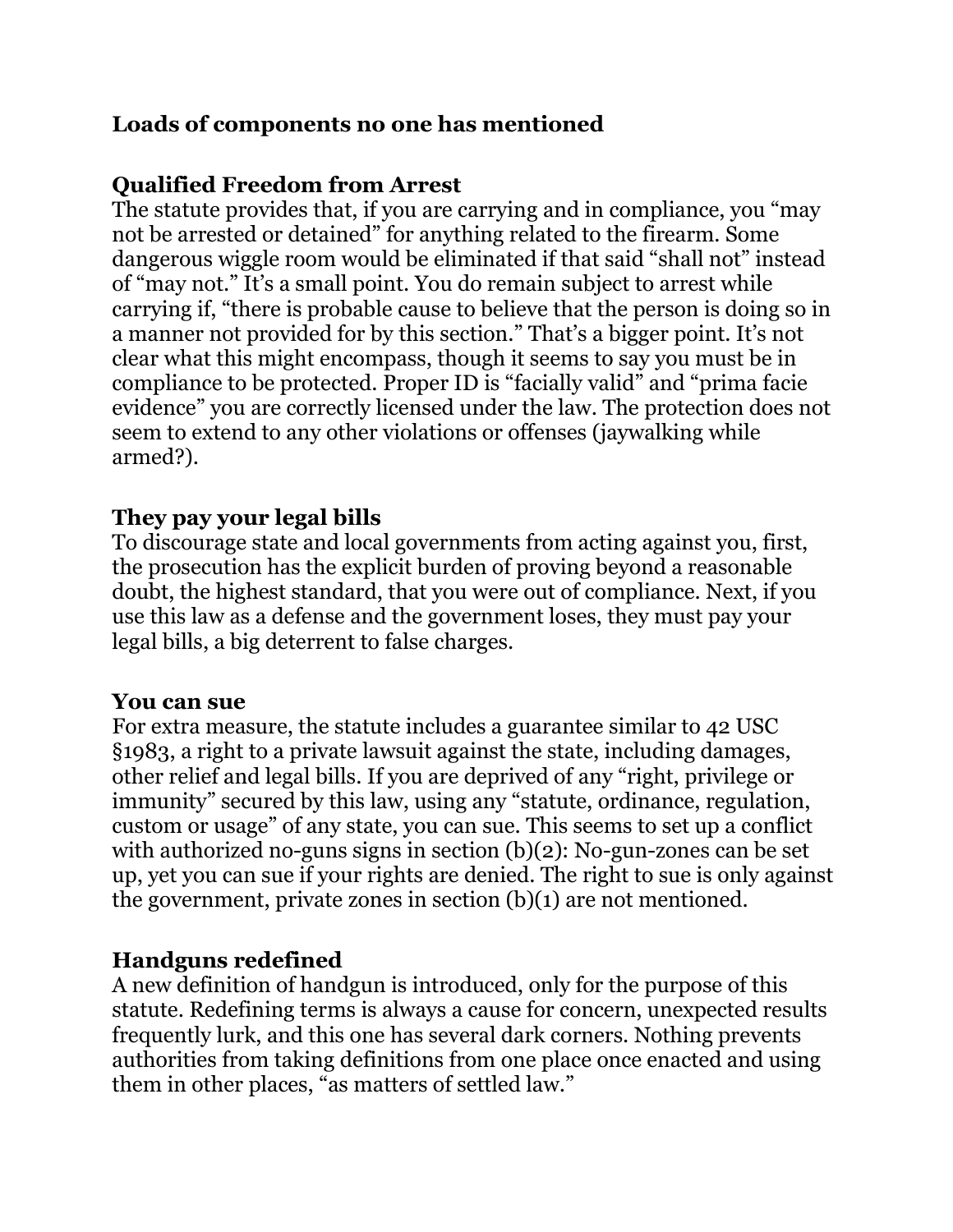**Loads of components no one has mentioned**

**Qualified Freedom from Arrest**

The statute provides that, if you are carrying and in compliance, you “may not be arrested or detained” for anything related to the firearm. Some dangerous wiggle room would be eliminated if that said “shall not” instead of “may not.” It’s a small point. You do remain subject to arrest while carrying if, “there is probable cause to believe that the person is doing so in a manner not provided for by this section.” That’s a bigger point. It’s not clear what this might encompass, though it seems to say you must be in compliance to be protected. Proper ID is “facially valid” and “prima facie evidence” you are correctly licensed under the law. The protection does not seem to extend to any other violations or offenses (jaywalking while armed?).

**They pay your legal bills**

To discourage state and local governments from acting against you, first, the prosecution has the explicit burden of proving beyond a reasonable doubt, the highest standard, that you were out of compliance. Next, if you use this law as a defense and the government loses, they must pay your legal bills, a big deterrent to false charges.

**You can sue**

For extra measure, the statute includes a guarantee similar to 42 USC §1983, a right to a private lawsuit against the state, including damages, other relief and legal bills. If you are deprived of any “right, privilege or immunity” secured by this law, using any “statute, ordinance, regulation, custom or usage” of any state, you can sue. This seems to set up a conflict with authorized no-guns signs in section (b)(2): No-gun-zones can be set up, yet you can sue if your rights are denied. The right to sue is only against the government, private zones in section (b)(1) are not mentioned.

**Handguns redefined**

A new definition of handgun is introduced, only for the purpose of this statute. Redefining terms is always a cause for concern, unexpected results frequently lurk, and this one has several dark corners. Nothing prevents authorities from taking definitions from one place once enacted and using them in other places, “as matters of settled law.”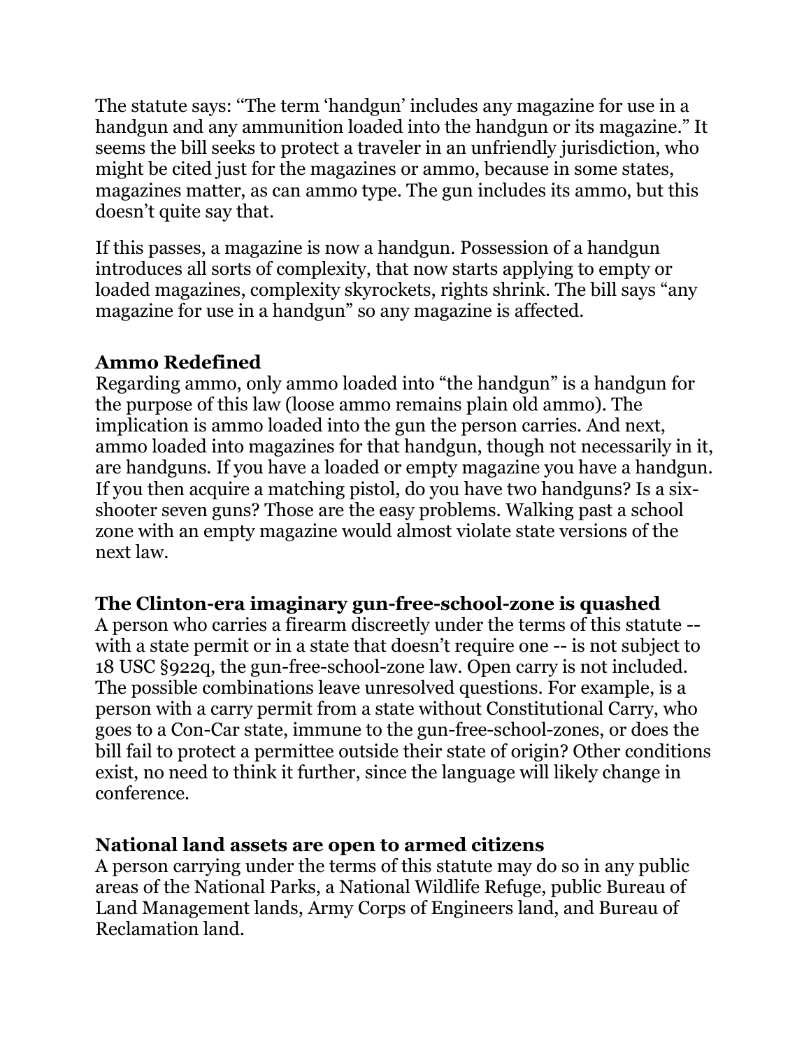The statute says: "The term 'handgun' includes any magazine for use in a handgun and any ammunition loaded into the handgun or its magazine." It seems the bill seeks to protect a traveler in an unfriendly jurisdiction, who might be cited just for the magazines or ammo, because in some states, magazines matter, as can ammo type. The gun includes its ammo, but this doesn't quite say that.

If this passes, a magazine is now a handgun. Possession of a handgun introduces all sorts of complexity, that now starts applying to empty or loaded magazines, complexity skyrockets, rights shrink. The bill says "any magazine for use in a handgun" so any magazine is affected.

**Ammo Redefined**

Regarding ammo, only ammo loaded into "the handgun" is a handgun for the purpose of this law (loose ammo remains plain old ammo). The implication is ammo loaded into the gun the person carries. And next, ammo loaded into magazines for that handgun, though not necessarily in it, are handguns. If you have a loaded or empty magazine you have a handgun. If you then acquire a matching pistol, do you have two handguns? Is a six-shooter seven guns? Those are the easy problems. Walking past a school zone with an empty magazine would almost violate state versions of the next law.

**The Clinton-era imaginary gun-free-school-zone is quashed**

A person who carries a firearm discreetly under the terms of this statute -- with a state permit or in a state that doesn't require one -- is not subject to 18 USC §922q, the gun-free-school-zone law. Open carry is not included. The possible combinations leave unresolved questions. For example, is a person with a carry permit from a state without Constitutional Carry, who goes to a Con-Car state, immune to the gun-free-school-zones, or does the bill fail to protect a permittee outside their state of origin? Other conditions exist, no need to think it further, since the language will likely change in conference.

**National land assets are open to armed citizens**

A person carrying under the terms of this statute may do so in any public areas of the National Parks, a National Wildlife Refuge, public Bureau of Land Management lands, Army Corps of Engineers land, and Bureau of Reclamation land.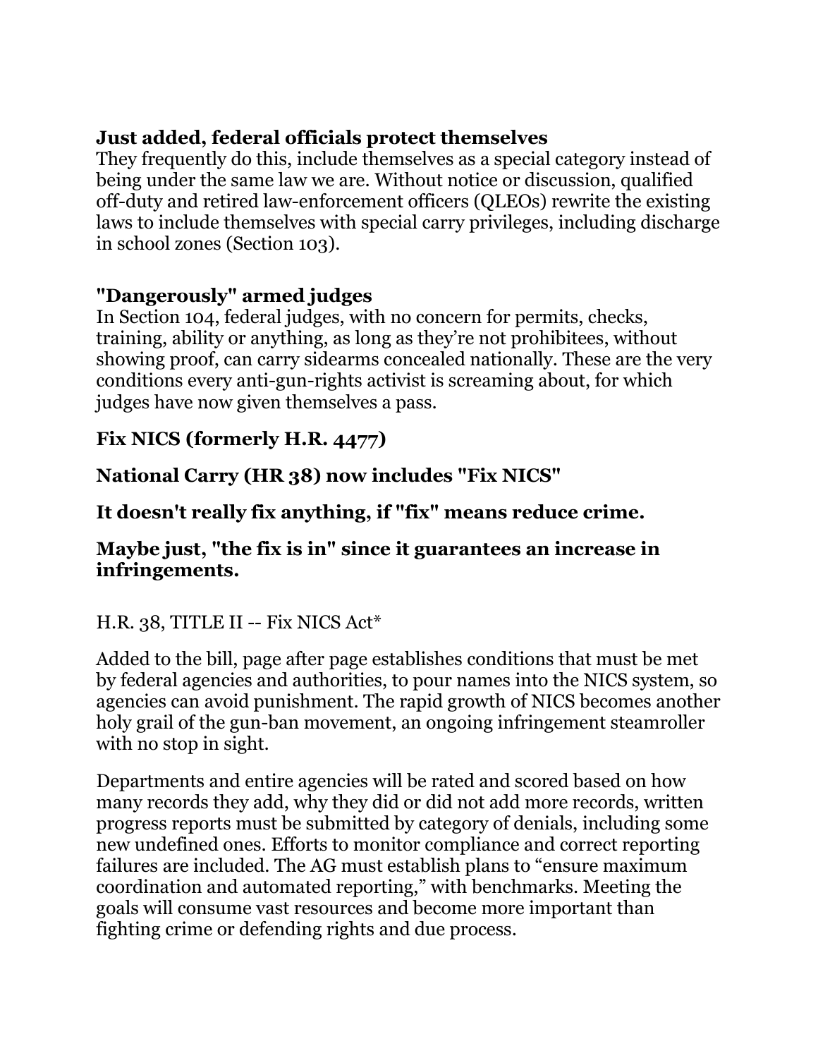### Just added, federal officials protect themselves

They frequently do this, include themselves as a special category instead of being under the same law we are. Without notice or discussion, qualified off-duty and retired law-enforcement officers (QLEOs) rewrite the existing laws to include themselves with special carry privileges, including discharge in school zones (Section 103).

### "Dangerously" armed judges

In Section 104, federal judges, with no concern for permits, checks, training, ability or anything, as long as they're not prohibitees, without showing proof, can carry sidearms concealed nationally. These are the very conditions every anti-gun-rights activist is screaming about, for which judges have now given themselves a pass.

### Fix NICS (formerly H.R. 4477)

### National Carry (HR 38) now includes "Fix NICS"

### It doesn't really fix anything, if "fix" means reduce crime.

### Maybe just, "the fix is in" since it guarantees an increase in infringements.

H.R. 38, TITLE II -- Fix NICS Act*

Added to the bill, page after page establishes conditions that must be met by federal agencies and authorities, to pour names into the NICS system, so agencies can avoid punishment. The rapid growth of NICS becomes another holy grail of the gun-ban movement, an ongoing infringement steamroller with no stop in sight.

Departments and entire agencies will be rated and scored based on how many records they add, why they did or did not add more records, written progress reports must be submitted by category of denials, including some new undefined ones. Efforts to monitor compliance and correct reporting failures are included. The AG must establish plans to "ensure maximum coordination and automated reporting," with benchmarks. Meeting the goals will consume vast resources and become more important than fighting crime or defending rights and due process.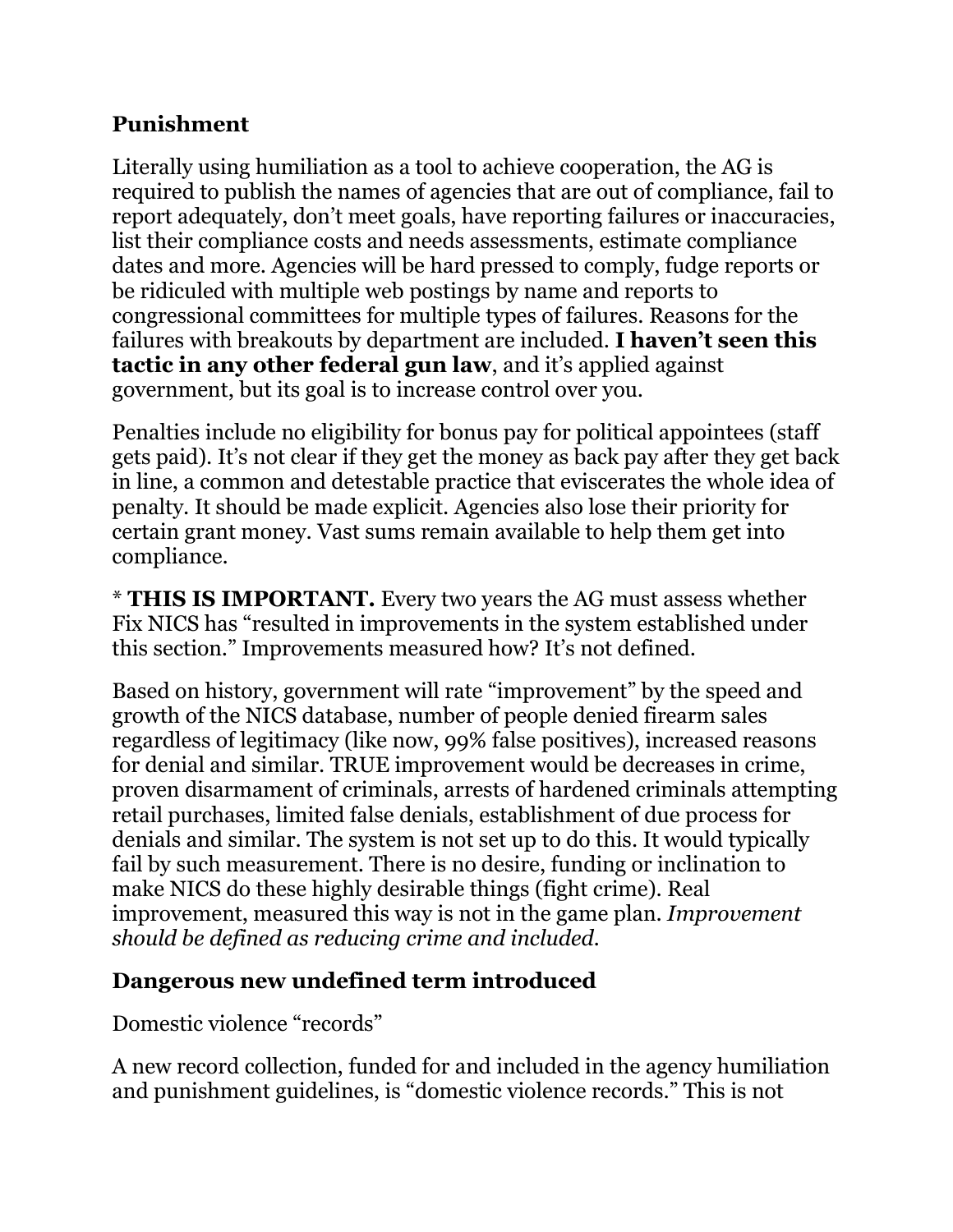## Punishment

Literally using humiliation as a tool to achieve cooperation, the AG is required to publish the names of agencies that are out of compliance, fail to report adequately, don't meet goals, have reporting failures or inaccuracies, list their compliance costs and needs assessments, estimate compliance dates and more. Agencies will be hard pressed to comply, fudge reports or be ridiculed with multiple web postings by name and reports to congressional committees for multiple types of failures. Reasons for the failures with breakouts by department are included. **I haven't seen this tactic in any other federal gun law**, and it's applied against government, but its goal is to increase control over you.

Penalties include no eligibility for bonus pay for political appointees (staff gets paid). It's not clear if they get the money as back pay after they get back in line, a common and detestable practice that eviscerates the whole idea of penalty. It should be made explicit. Agencies also lose their priority for certain grant money. Vast sums remain available to help them get into compliance.

* **THIS IS IMPORTANT.** Every two years the AG must assess whether Fix NICS has "resulted in improvements in the system established under this section." Improvements measured how? It's not defined.

Based on history, government will rate "improvement" by the speed and growth of the NICS database, number of people denied firearm sales regardless of legitimacy (like now, 99% false positives), increased reasons for denial and similar. TRUE improvement would be decreases in crime, proven disarmament of criminals, arrests of hardened criminals attempting retail purchases, limited false denials, establishment of due process for denials and similar. The system is not set up to do this. It would typically fail by such measurement. There is no desire, funding or inclination to make NICS do these highly desirable things (fight crime). Real improvement, measured this way is not in the game plan. *Improvement should be defined as reducing crime and included.*

## Dangerous new undefined term introduced

Domestic violence "records"

A new record collection, funded for and included in the agency humiliation and punishment guidelines, is "domestic violence records." This is not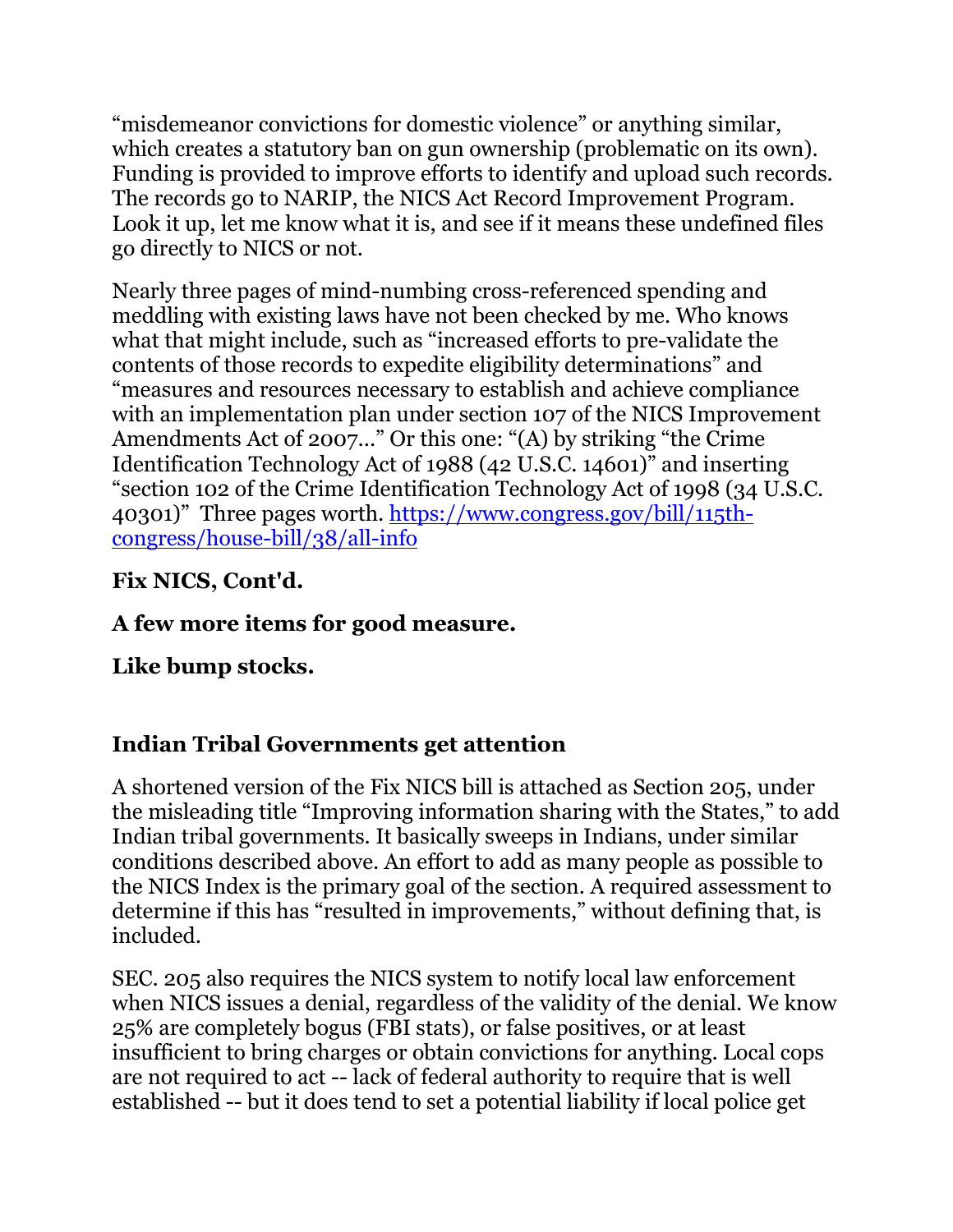“misdemeanor convictions for domestic violence” or anything similar, which creates a statutory ban on gun ownership (problematic on its own). Funding is provided to improve efforts to identify and upload such records. The records go to NARIP, the NICS Act Record Improvement Program. Look it up, let me know what it is, and see if it means these undefined files go directly to NICS or not.

Nearly three pages of mind-numbing cross-referenced spending and meddling with existing laws have not been checked by me. Who knows what that might include, such as “increased efforts to pre-validate the contents of those records to expedite eligibility determinations” and “measures and resources necessary to establish and achieve compliance with an implementation plan under section 107 of the NICS Improvement Amendments Act of 2007...” Or this one: “(A) by striking “the Crime Identification Technology Act of 1988 (42 U.S.C. 14601)” and inserting “section 102 of the Crime Identification Technology Act of 1998 (34 U.S.C. 40301)” Three pages worth. [https://www.congress.gov/bill/115th-congress/house-bill/38/all-info](https://www.congress.gov/bill/115th-congress/house-bill/38/all-info)

**Fix NICS, Cont'd.**

**A few more items for good measure.**

**Like bump stocks.**

**Indian Tribal Governments get attention**

A shortened version of the Fix NICS bill is attached as Section 205, under the misleading title “Improving information sharing with the States,” to add Indian tribal governments. It basically sweeps in Indians, under similar conditions described above. An effort to add as many people as possible to the NICS Index is the primary goal of the section. A required assessment to determine if this has “resulted in improvements,” without defining that, is included.

SEC. 205 also requires the NICS system to notify local law enforcement when NICS issues a denial, regardless of the validity of the denial. We know 25% are completely bogus (FBI stats), or false positives, or at least insufficient to bring charges or obtain convictions for anything. Local cops are not required to act -- lack of federal authority to require that is well established -- but it does tend to set a potential liability if local police get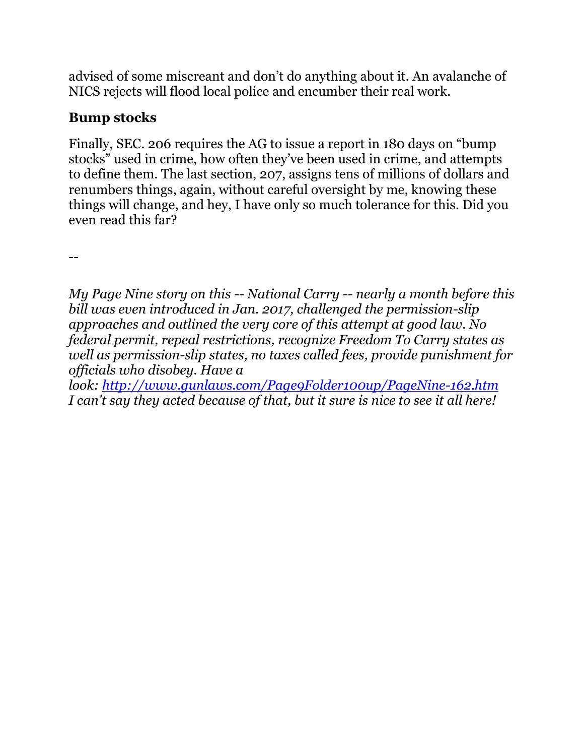advised of some miscreant and don't do anything about it. An avalanche of NICS rejects will flood local police and encumber their real work.

### Bump stocks

Finally, SEC. 206 requires the AG to issue a report in 180 days on "bump stocks" used in crime, how often they've been used in crime, and attempts to define them. The last section, 207, assigns tens of millions of dollars and renumbers things, again, without careful oversight by me, knowing these things will change, and hey, I have only so much tolerance for this. Did you even read this far?

--

*My Page Nine story on this -- National Carry -- nearly a month before this bill was even introduced in Jan. 2017, challenged the permission-slip approaches and outlined the very core of this attempt at good law. No federal permit, repeal restrictions, recognize Freedom To Carry states as well as permission-slip states, no taxes called fees, provide punishment for officials who disobey. Have a look: [http://www.gunlaws.com/Page9Folder100up/PageNine-162.htm](http://www.gunlaws.com/Page9Folder100up/PageNine-162.htm) I can't say they acted because of that, but it sure is nice to see it all here!*